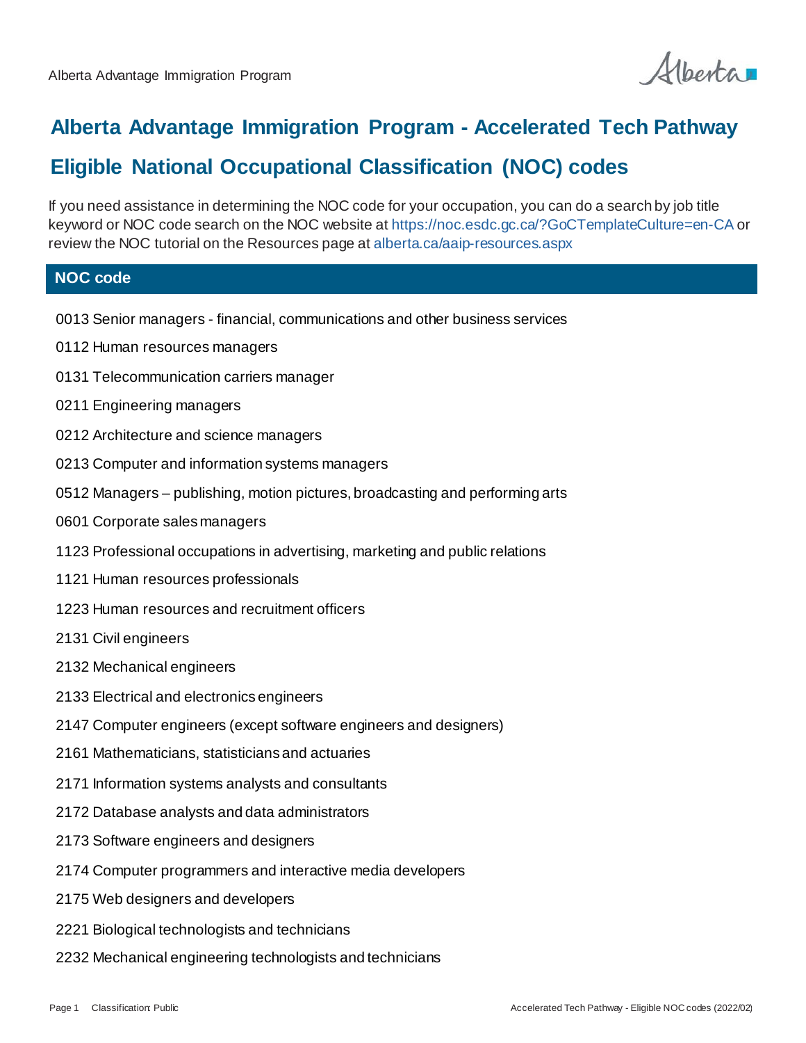# Alberta Advantage Immigration Program - Accelerated Tech Pathway

# Eligible National Occupational Classification (NOC) codes

If you need assistance in determining the NOC code for your occupation, you can do a search by job title keyword or NOC code search on the NOC website at https://noc.esdc.gc.ca/?GoCTemplateCulture=en-CA or review the NOC tutorial on the Resources page at alberta.ca/aaip-resources.aspx

| NOC code |
| --- |
| 0013 Senior managers - financial, communications and other business services |
| 0112 Human resources managers |
| 0131 Telecommunication carriers manager |
| 0211 Engineering managers |
| 0212 Architecture and science managers |
| 0213 Computer and information systems managers |
| 0512 Managers – publishing, motion pictures, broadcasting and performing arts |
| 0601 Corporate sales managers |
| 1123 Professional occupations in advertising, marketing and public relations |
| 1121 Human resources professionals |
| 1223 Human resources and recruitment officers |
| 2131 Civil engineers |
| 2132 Mechanical engineers |
| 2133 Electrical and electronics engineers |
| 2147 Computer engineers (except software engineers and designers) |
| 2161 Mathematicians, statisticians and actuaries |
| 2171 Information systems analysts and consultants |
| 2172 Database analysts and data administrators |
| 2173 Software engineers and designers |
| 2174 Computer programmers and interactive media developers |
| 2175 Web designers and developers |
| 2221 Biological technologists and technicians |
| 2232 Mechanical engineering technologists and technicians |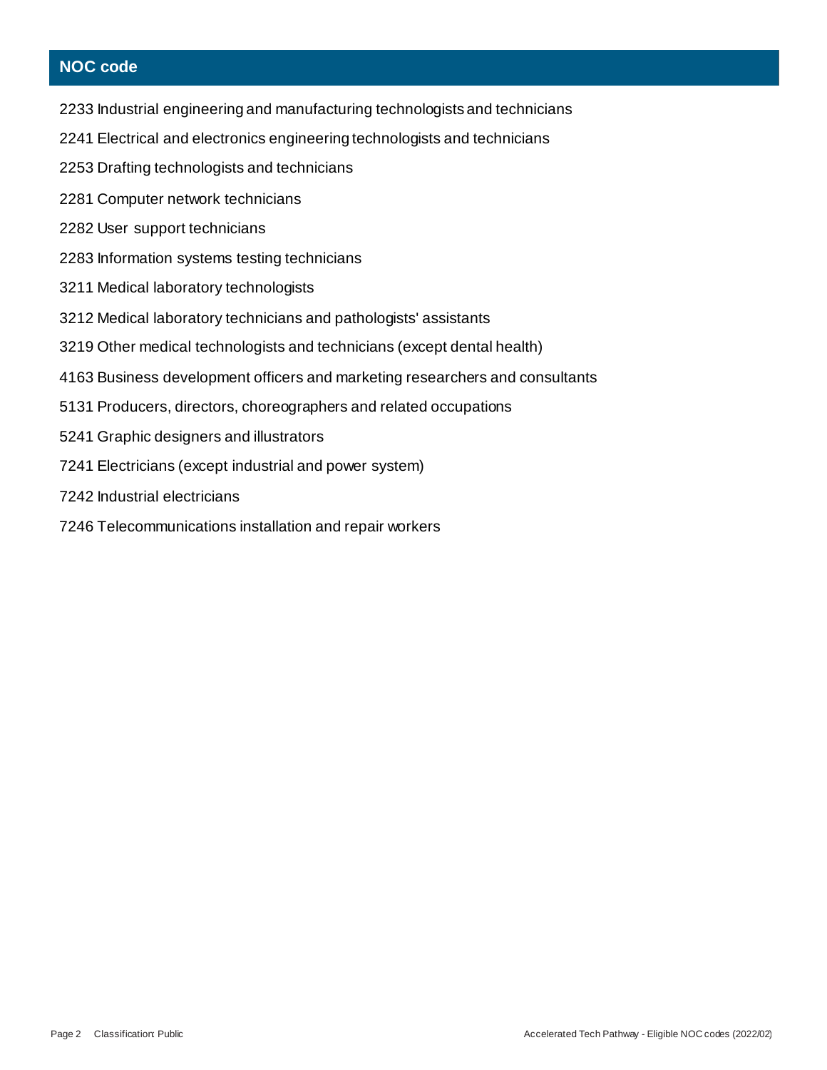## NOC code

2233 Industrial engineering and manufacturing technologists and technicians

2241 Electrical and electronics engineering technologists and technicians

2253 Drafting technologists and technicians

2281 Computer network technicians

2282 User support technicians

2283 Information systems testing technicians

3211 Medical laboratory technologists

3212 Medical laboratory technicians and pathologists' assistants

3219 Other medical technologists and technicians (except dental health)

4163 Business development officers and marketing researchers and consultants

5131 Producers, directors, choreographers and related occupations

5241 Graphic designers and illustrators

7241 Electricians (except industrial and power system)

7242 Industrial electricians

7246 Telecommunications installation and repair workers